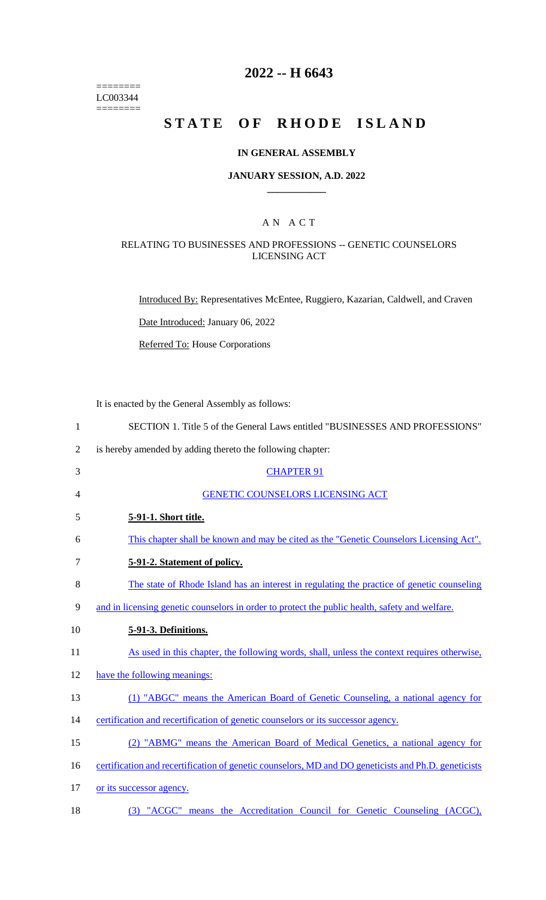========
LC003344
========

# 2022 -- H 6643

# STATE OF RHODE ISLAND

### IN GENERAL ASSEMBLY

### JANUARY SESSION, A.D. 2022

## A N A C T

### RELATING TO BUSINESSES AND PROFESSIONS -- GENETIC COUNSELORS LICENSING ACT

Introduced By: Representatives McEntee, Ruggiero, Kazarian, Caldwell, and Craven

Date Introduced: January 06, 2022

Referred To: House Corporations

It is enacted by the General Assembly as follows:

1 SECTION 1. Title 5 of the General Laws entitled "BUSINESSES AND PROFESSIONS"
2 is hereby amended by adding thereto the following chapter:

3 CHAPTER 91

4 GENETIC COUNSELORS LICENSING ACT

5 **5-91-1. Short title.**

6 This chapter shall be known and may be cited as the "Genetic Counselors Licensing Act".

7 **5-91-2. Statement of policy.**

8 The state of Rhode Island has an interest in regulating the practice of genetic counseling
9 and in licensing genetic counselors in order to protect the public health, safety and welfare.

10 **5-91-3. Definitions.**

11 As used in this chapter, the following words, shall, unless the context requires otherwise,
12 have the following meanings:

13 (1) "ABGC" means the American Board of Genetic Counseling, a national agency for
14 certification and recertification of genetic counselors or its successor agency.

15 (2) "ABMG" means the American Board of Medical Genetics, a national agency for
16 certification and recertification of genetic counselors, MD and DO geneticists and Ph.D. geneticists
17 or its successor agency.

18 (3) "ACGC" means the Accreditation Council for Genetic Counseling (ACGC),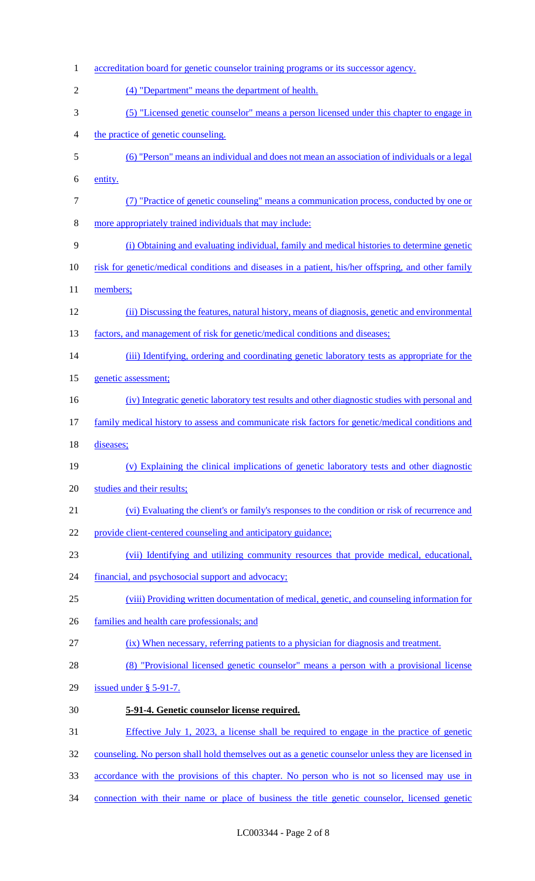accreditation board for genetic counselor training programs or its successor agency.

(4) "Department" means the department of health.

(5) "Licensed genetic counselor" means a person licensed under this chapter to engage in the practice of genetic counseling.

(6) "Person" means an individual and does not mean an association of individuals or a legal entity.

(7) "Practice of genetic counseling" means a communication process, conducted by one or more appropriately trained individuals that may include:

(i) Obtaining and evaluating individual, family and medical histories to determine genetic risk for genetic/medical conditions and diseases in a patient, his/her offspring, and other family members;

(ii) Discussing the features, natural history, means of diagnosis, genetic and environmental factors, and management of risk for genetic/medical conditions and diseases;

(iii) Identifying, ordering and coordinating genetic laboratory tests as appropriate for the genetic assessment;

(iv) Integratic genetic laboratory test results and other diagnostic studies with personal and family medical history to assess and communicate risk factors for genetic/medical conditions and diseases;

(v) Explaining the clinical implications of genetic laboratory tests and other diagnostic studies and their results;

(vi) Evaluating the client's or family's responses to the condition or risk of recurrence and provide client-centered counseling and anticipatory guidance;

(vii) Identifying and utilizing community resources that provide medical, educational, financial, and psychosocial support and advocacy;

(viii) Providing written documentation of medical, genetic, and counseling information for families and health care professionals; and

(ix) When necessary, referring patients to a physician for diagnosis and treatment.

(8) "Provisional licensed genetic counselor" means a person with a provisional license issued under § 5-91-7.

**5-91-4. Genetic counselor license required.**

Effective July 1, 2023, a license shall be required to engage in the practice of genetic counseling. No person shall hold themselves out as a genetic counselor unless they are licensed in accordance with the provisions of this chapter. No person who is not so licensed may use in connection with their name or place of business the title genetic counselor, licensed genetic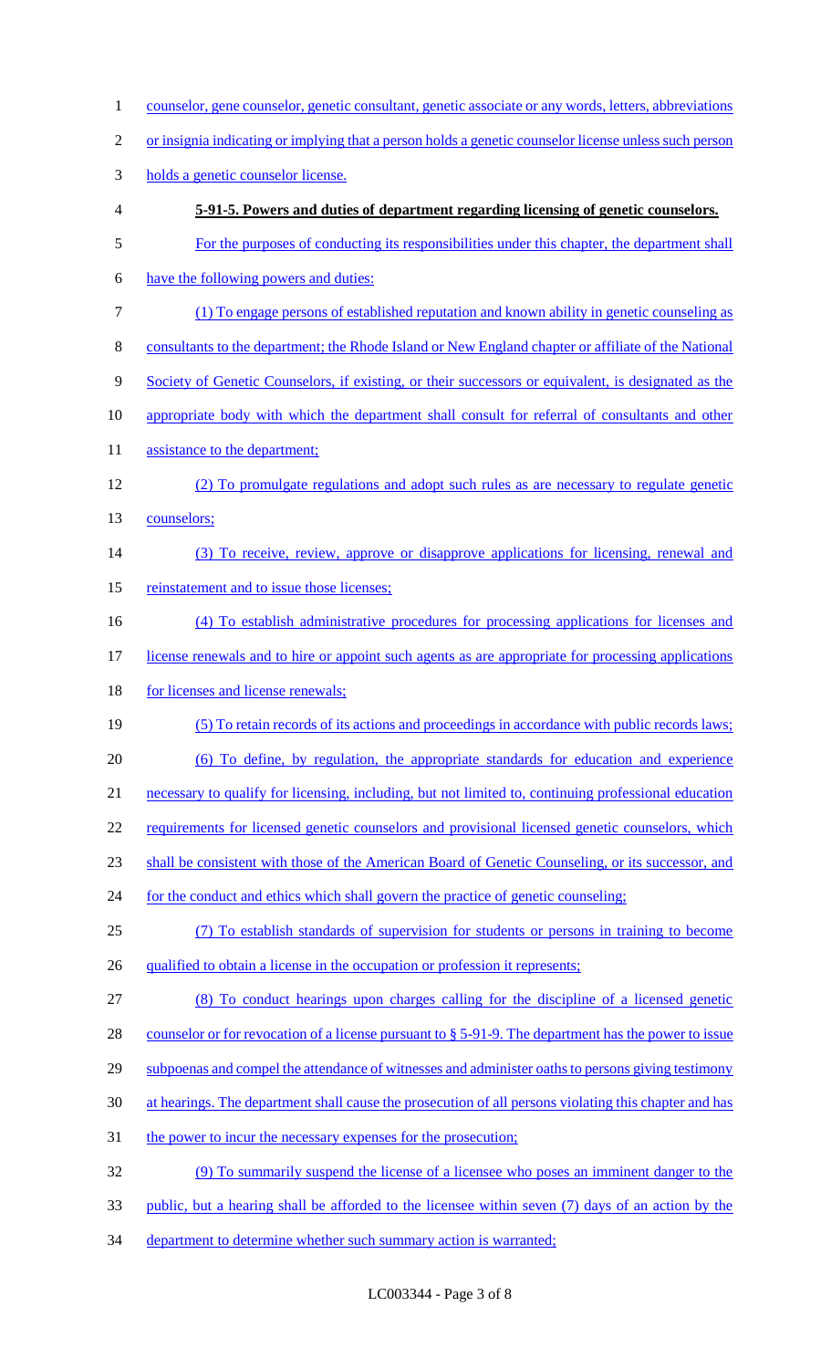counselor, gene counselor, genetic consultant, genetic associate or any words, letters, abbreviations or insignia indicating or implying that a person holds a genetic counselor license unless such person holds a genetic counselor license.

**5-91-5. Powers and duties of department regarding licensing of genetic counselors.**

For the purposes of conducting its responsibilities under this chapter, the department shall have the following powers and duties:

(1) To engage persons of established reputation and known ability in genetic counseling as consultants to the department; the Rhode Island or New England chapter or affiliate of the National Society of Genetic Counselors, if existing, or their successors or equivalent, is designated as the appropriate body with which the department shall consult for referral of consultants and other assistance to the department;

(2) To promulgate regulations and adopt such rules as are necessary to regulate genetic counselors;

(3) To receive, review, approve or disapprove applications for licensing, renewal and reinstatement and to issue those licenses;

(4) To establish administrative procedures for processing applications for licenses and license renewals and to hire or appoint such agents as are appropriate for processing applications for licenses and license renewals;

(5) To retain records of its actions and proceedings in accordance with public records laws;

(6) To define, by regulation, the appropriate standards for education and experience necessary to qualify for licensing, including, but not limited to, continuing professional education requirements for licensed genetic counselors and provisional licensed genetic counselors, which shall be consistent with those of the American Board of Genetic Counseling, or its successor, and for the conduct and ethics which shall govern the practice of genetic counseling;

(7) To establish standards of supervision for students or persons in training to become qualified to obtain a license in the occupation or profession it represents;

(8) To conduct hearings upon charges calling for the discipline of a licensed genetic counselor or for revocation of a license pursuant to § 5-91-9. The department has the power to issue subpoenas and compel the attendance of witnesses and administer oaths to persons giving testimony at hearings. The department shall cause the prosecution of all persons violating this chapter and has the power to incur the necessary expenses for the prosecution;

(9) To summarily suspend the license of a licensee who poses an imminent danger to the public, but a hearing shall be afforded to the licensee within seven (7) days of an action by the department to determine whether such summary action is warranted;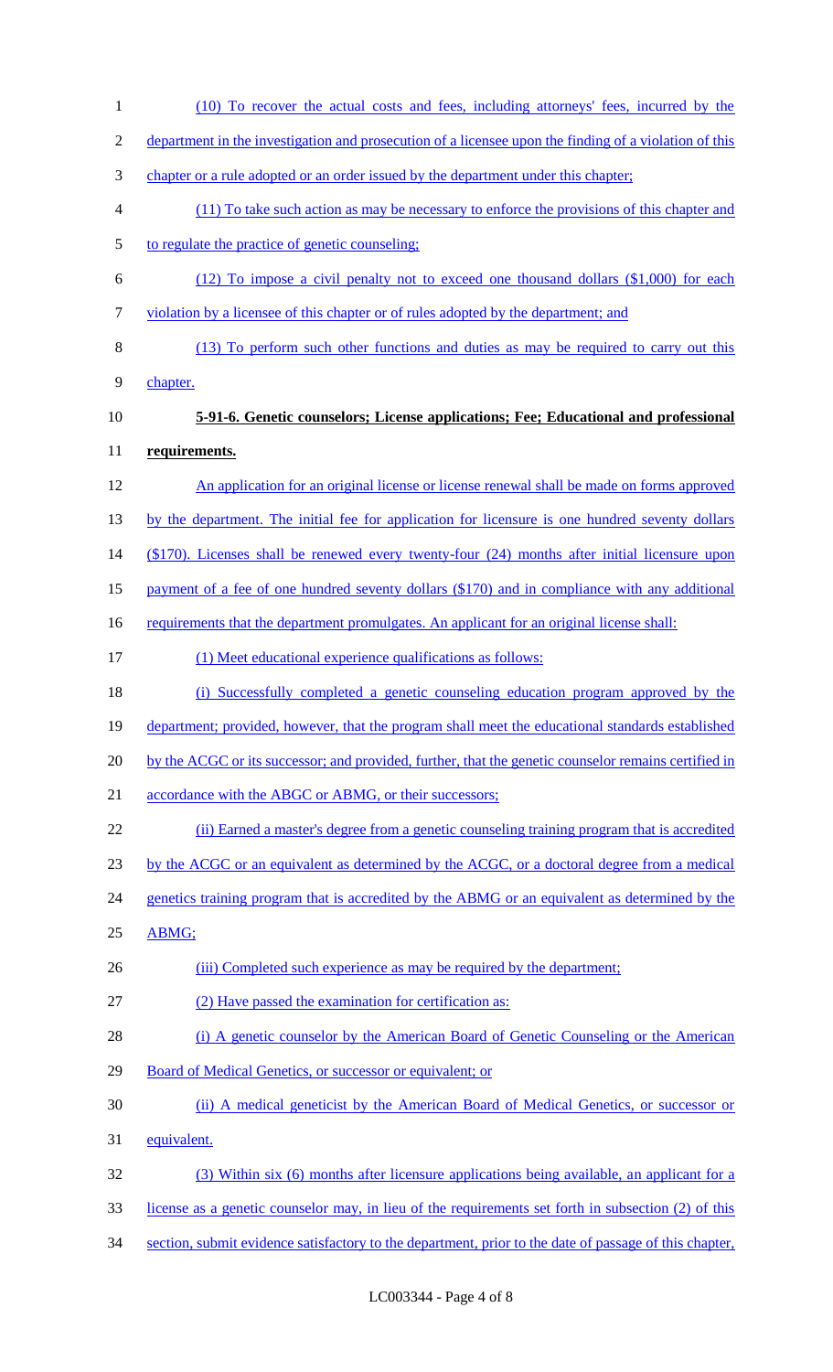(10) To recover the actual costs and fees, including attorneys' fees, incurred by the department in the investigation and prosecution of a licensee upon the finding of a violation of this chapter or a rule adopted or an order issued by the department under this chapter;

(11) To take such action as may be necessary to enforce the provisions of this chapter and to regulate the practice of genetic counseling;

(12) To impose a civil penalty not to exceed one thousand dollars ($1,000) for each violation by a licensee of this chapter or of rules adopted by the department; and

(13) To perform such other functions and duties as may be required to carry out this chapter.

**5-91-6. Genetic counselors; License applications; Fee; Educational and professional requirements.**

An application for an original license or license renewal shall be made on forms approved by the department. The initial fee for application for licensure is one hundred seventy dollars ($170). Licenses shall be renewed every twenty-four (24) months after initial licensure upon payment of a fee of one hundred seventy dollars ($170) and in compliance with any additional requirements that the department promulgates. An applicant for an original license shall:

(1) Meet educational experience qualifications as follows:

(i) Successfully completed a genetic counseling education program approved by the department; provided, however, that the program shall meet the educational standards established by the ACGC or its successor; and provided, further, that the genetic counselor remains certified in accordance with the ABGC or ABMG, or their successors;

(ii) Earned a master's degree from a genetic counseling training program that is accredited by the ACGC or an equivalent as determined by the ACGC, or a doctoral degree from a medical genetics training program that is accredited by the ABMG or an equivalent as determined by the ABMG;

(iii) Completed such experience as may be required by the department;

(2) Have passed the examination for certification as:

(i) A genetic counselor by the American Board of Genetic Counseling or the American Board of Medical Genetics, or successor or equivalent; or

(ii) A medical geneticist by the American Board of Medical Genetics, or successor or equivalent.

(3) Within six (6) months after licensure applications being available, an applicant for a license as a genetic counselor may, in lieu of the requirements set forth in subsection (2) of this section, submit evidence satisfactory to the department, prior to the date of passage of this chapter,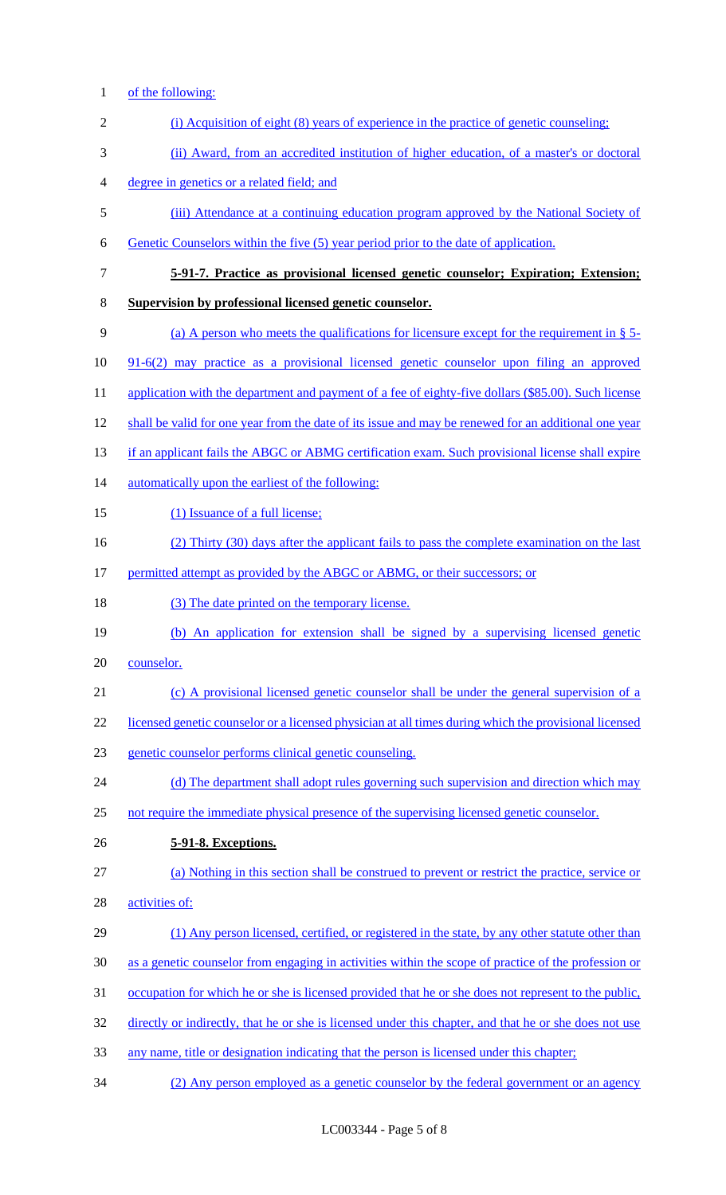of the following:

(i) Acquisition of eight (8) years of experience in the practice of genetic counseling;

(ii) Award, from an accredited institution of higher education, of a master's or doctoral degree in genetics or a related field; and

(iii) Attendance at a continuing education program approved by the National Society of Genetic Counselors within the five (5) year period prior to the date of application.

**5-91-7. Practice as provisional licensed genetic counselor; Expiration; Extension; Supervision by professional licensed genetic counselor.**

(a) A person who meets the qualifications for licensure except for the requirement in § 5-91-6(2) may practice as a provisional licensed genetic counselor upon filing an approved application with the department and payment of a fee of eighty-five dollars ($85.00). Such license shall be valid for one year from the date of its issue and may be renewed for an additional one year if an applicant fails the ABGC or ABMG certification exam. Such provisional license shall expire automatically upon the earliest of the following:

(1) Issuance of a full license;

(2) Thirty (30) days after the applicant fails to pass the complete examination on the last permitted attempt as provided by the ABGC or ABMG, or their successors; or

(3) The date printed on the temporary license.

(b) An application for extension shall be signed by a supervising licensed genetic counselor.

(c) A provisional licensed genetic counselor shall be under the general supervision of a licensed genetic counselor or a licensed physician at all times during which the provisional licensed genetic counselor performs clinical genetic counseling.

(d) The department shall adopt rules governing such supervision and direction which may not require the immediate physical presence of the supervising licensed genetic counselor.

**5-91-8. Exceptions.**

(a) Nothing in this section shall be construed to prevent or restrict the practice, service or activities of:

(1) Any person licensed, certified, or registered in the state, by any other statute other than as a genetic counselor from engaging in activities within the scope of practice of the profession or occupation for which he or she is licensed provided that he or she does not represent to the public, directly or indirectly, that he or she is licensed under this chapter, and that he or she does not use any name, title or designation indicating that the person is licensed under this chapter;

(2) Any person employed as a genetic counselor by the federal government or an agency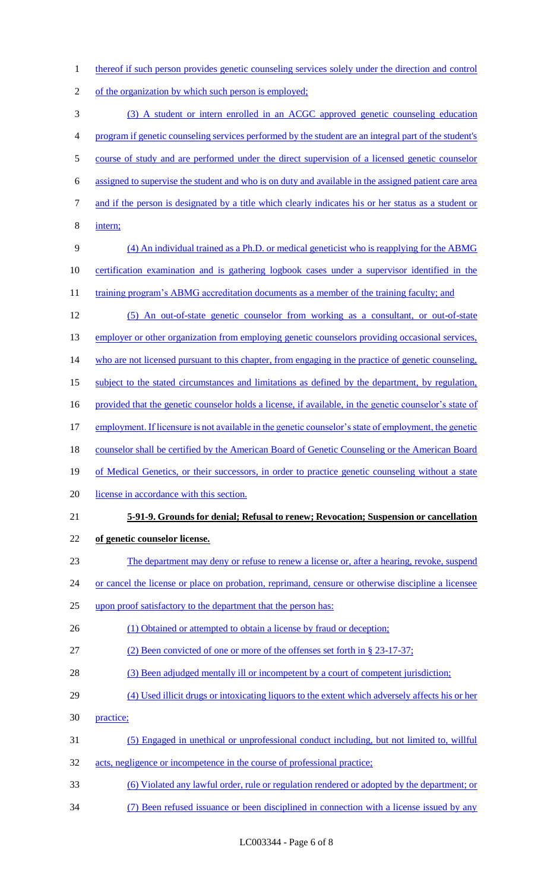thereof if such person provides genetic counseling services solely under the direction and control of the organization by which such person is employed;

(3) A student or intern enrolled in an ACGC approved genetic counseling education program if genetic counseling services performed by the student are an integral part of the student's course of study and are performed under the direct supervision of a licensed genetic counselor assigned to supervise the student and who is on duty and available in the assigned patient care area and if the person is designated by a title which clearly indicates his or her status as a student or intern;

(4) An individual trained as a Ph.D. or medical geneticist who is reapplying for the ABMG certification examination and is gathering logbook cases under a supervisor identified in the training program's ABMG accreditation documents as a member of the training faculty; and

(5) An out-of-state genetic counselor from working as a consultant, or out-of-state employer or other organization from employing genetic counselors providing occasional services, who are not licensed pursuant to this chapter, from engaging in the practice of genetic counseling, subject to the stated circumstances and limitations as defined by the department, by regulation, provided that the genetic counselor holds a license, if available, in the genetic counselor's state of employment. If licensure is not available in the genetic counselor's state of employment, the genetic counselor shall be certified by the American Board of Genetic Counseling or the American Board of Medical Genetics, or their successors, in order to practice genetic counseling without a state license in accordance with this section.

**5-91-9. Grounds for denial; Refusal to renew; Revocation; Suspension or cancellation of genetic counselor license.**

The department may deny or refuse to renew a license or, after a hearing, revoke, suspend or cancel the license or place on probation, reprimand, censure or otherwise discipline a licensee upon proof satisfactory to the department that the person has:

(1) Obtained or attempted to obtain a license by fraud or deception;

(2) Been convicted of one or more of the offenses set forth in § 23-17-37;

(3) Been adjudged mentally ill or incompetent by a court of competent jurisdiction;

(4) Used illicit drugs or intoxicating liquors to the extent which adversely affects his or her practice;

(5) Engaged in unethical or unprofessional conduct including, but not limited to, willful acts, negligence or incompetence in the course of professional practice;

(6) Violated any lawful order, rule or regulation rendered or adopted by the department; or

(7) Been refused issuance or been disciplined in connection with a license issued by any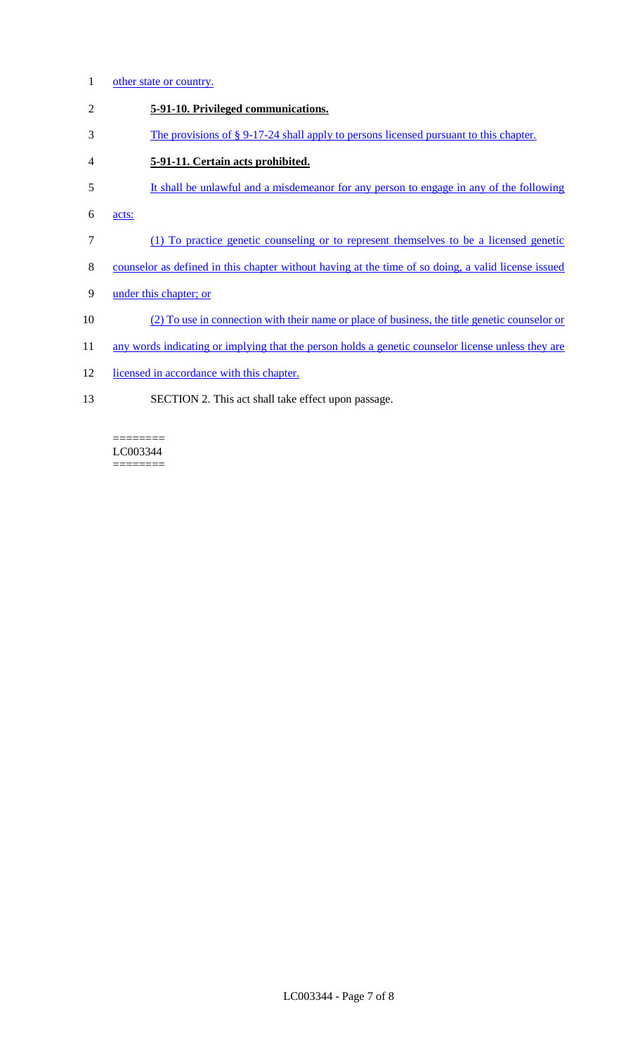other state or country.

**5-91-10. Privileged communications.**

The provisions of § 9-17-24 shall apply to persons licensed pursuant to this chapter.

**5-91-11. Certain acts prohibited.**

It shall be unlawful and a misdemeanor for any person to engage in any of the following acts:

(1) To practice genetic counseling or to represent themselves to be a licensed genetic counselor as defined in this chapter without having at the time of so doing, a valid license issued under this chapter; or

(2) To use in connection with their name or place of business, the title genetic counselor or any words indicating or implying that the person holds a genetic counselor license unless they are licensed in accordance with this chapter.

SECTION 2. This act shall take effect upon passage.

========
LC003344
========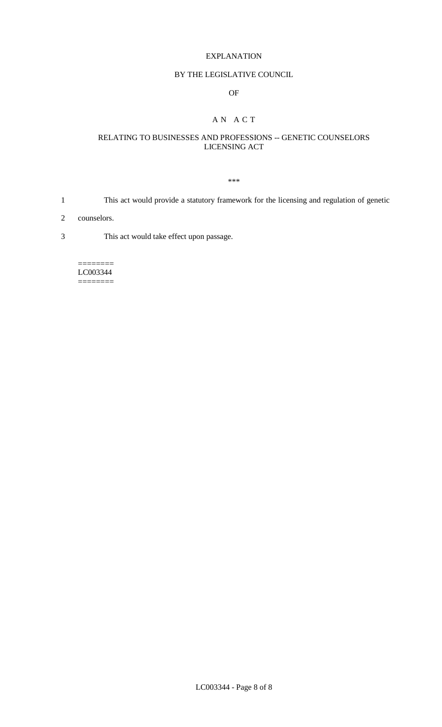EXPLANATION

BY THE LEGISLATIVE COUNCIL

OF

A N A C T

RELATING TO BUSINESSES AND PROFESSIONS -- GENETIC COUNSELORS LICENSING ACT

\*\*\*

This act would provide a statutory framework for the licensing and regulation of genetic counselors.

This act would take effect upon passage.

========
LC003344
========